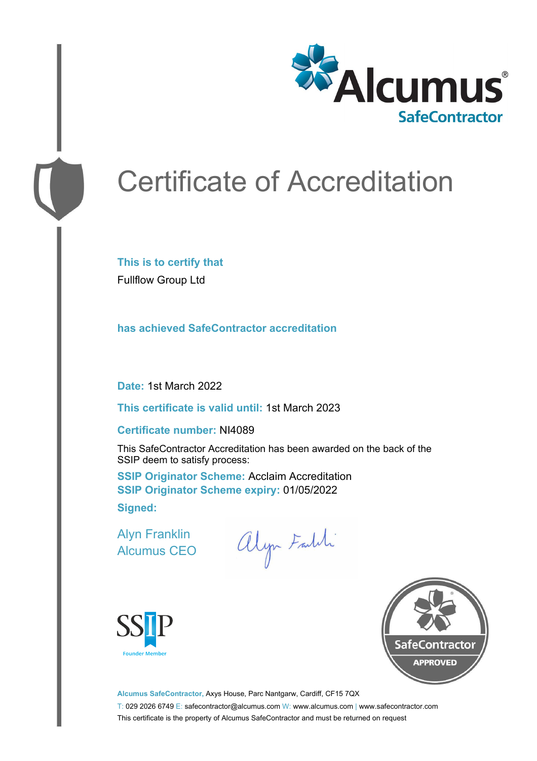# Certificate of Accreditation

**This is to certify that**

Fullflow Group Ltd

**has achieved SafeContractor accreditation**

**Date:** 1st March 2022

**This certificate is valid until:** 1st March 2023

**Certificate number:** NI4089

This SafeContractor Accreditation has been awarded on the back of the SSIP deem to satisfy process:

**SSIP Originator Scheme:** Acclaim Accreditation
**SSIP Originator Scheme expiry:** 01/05/2022

**Signed:**

Alyn Franklin
Alcumus CEO

SSIP Founder Member

SafeContractor APPROVED

**Alcumus SafeContractor,** Axys House, Parc Nantgarw, Cardiff, CF15 7QX

T: 029 2026 6749 E: safecontractor@alcumus.com W: www.alcumus.com | www.safecontractor.com

This certificate is the property of Alcumus SafeContractor and must be returned on request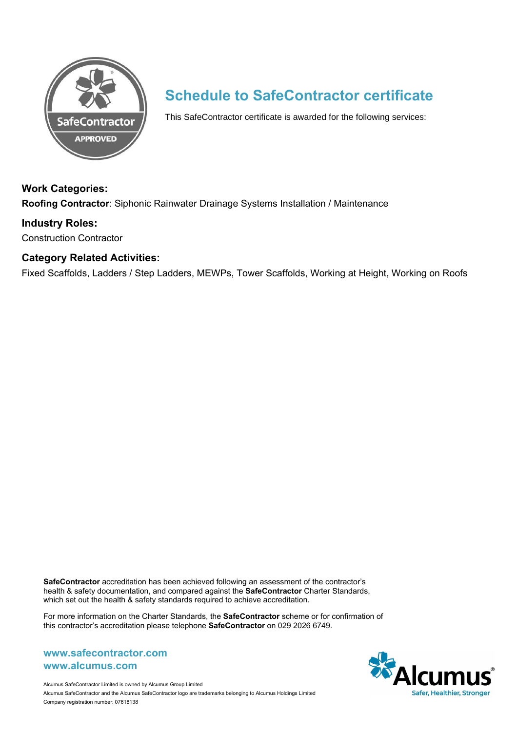# Schedule to SafeContractor certificate

This SafeContractor certificate is awarded for the following services:

### Work Categories:

**Roofing Contractor**: Siphonic Rainwater Drainage Systems Installation / Maintenance

### Industry Roles:

Construction Contractor

### Category Related Activities:

Fixed Scaffolds, Ladders / Step Ladders, MEWPs, Tower Scaffolds, Working at Height, Working on Roofs

**SafeContractor** accreditation has been achieved following an assessment of the contractor's health & safety documentation, and compared against the **SafeContractor** Charter Standards, which set out the health & safety standards required to achieve accreditation.

For more information on the Charter Standards, the **SafeContractor** scheme or for confirmation of this contractor's accreditation please telephone **SafeContractor** on 029 2026 6749.

**www.safecontractor.com**
**www.alcumus.com**

Alcumus SafeContractor Limited is owned by Alcumus Group Limited
Alcumus SafeContractor and the Alcumus SafeContractor logo are trademarks belonging to Alcumus Holdings Limited
Company registration number: 07618138